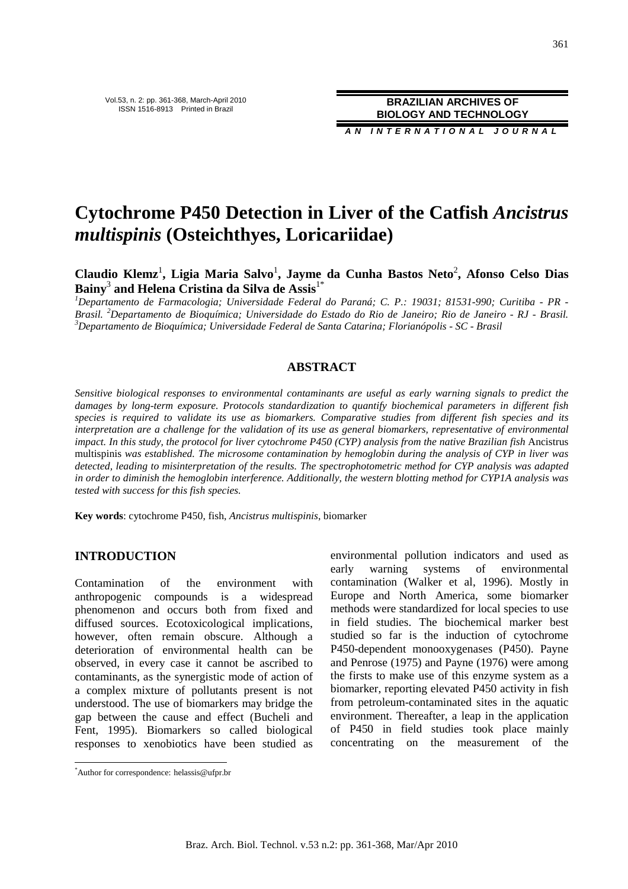# Cytochrome P450 Detection in Liver of the Catfish *Ancistrus multispinis* (Osteichthyes, Loricariidae)

**Claudio Klemz**[1], **Ligia Maria Salvo**[1], **Jayme da Cunha Bastos Neto**[2], **Afonso Celso Dias Bainy**[3] **and Helena Cristina da Silva de Assis**[1*]

[1]*Departamento de Farmacologia; Universidade Federal do Paraná; C. P.: 19031; 81531-990; Curitiba - PR - Brasil.* [2]*Departamento de Bioquímica; Universidade do Estado do Rio de Janeiro; Rio de Janeiro - RJ - Brasil.* [3]*Departamento de Bioquímica; Universidade Federal de Santa Catarina; Florianópolis - SC - Brasil*

## ABSTRACT

*Sensitive biological responses to environmental contaminants are useful as early warning signals to predict the damages by long-term exposure. Protocols standardization to quantify biochemical parameters in different fish species is required to validate its use as biomarkers. Comparative studies from different fish species and its interpretation are a challenge for the validation of its use as general biomarkers, representative of environmental impact. In this study, the protocol for liver cytochrome P450 (CYP) analysis from the native Brazilian fish* Ancistrus multispinis *was established. The microsome contamination by hemoglobin during the analysis of CYP in liver was detected, leading to misinterpretation of the results. The spectrophotometric method for CYP analysis was adapted in order to diminish the hemoglobin interference. Additionally, the western blotting method for CYP1A analysis was tested with success for this fish species.*

**Key words**: cytochrome P450, fish, *Ancistrus multispinis*, biomarker

## INTRODUCTION

Contamination of the environment with anthropogenic compounds is a widespread phenomenon and occurs both from fixed and diffused sources. Ecotoxicological implications, however, often remain obscure. Although a deterioration of environmental health can be observed, in every case it cannot be ascribed to contaminants, as the synergistic mode of action of a complex mixture of pollutants present is not understood. The use of biomarkers may bridge the gap between the cause and effect (Bucheli and Fent, 1995). Biomarkers so called biological responses to xenobiotics have been studied as environmental pollution indicators and used as early warning systems of environmental contamination (Walker et al, 1996). Mostly in Europe and North America, some biomarker methods were standardized for local species to use in field studies. The biochemical marker best studied so far is the induction of cytochrome P450-dependent monooxygenases (P450). Payne and Penrose (1975) and Payne (1976) were among the firsts to make use of this enzyme system as a biomarker, reporting elevated P450 activity in fish from petroleum-contaminated sites in the aquatic environment. Thereafter, a leap in the application of P450 in field studies took place mainly concentrating on the measurement of the

*Author for correspondence: helassis@ufpr.br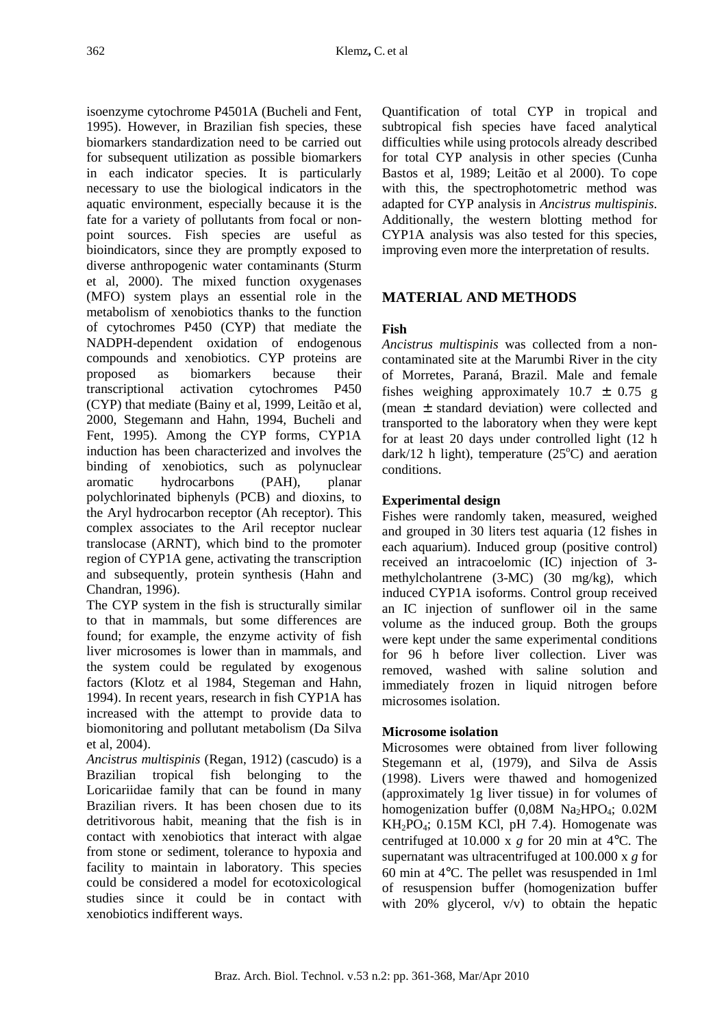isoenzyme cytochrome P4501A (Bucheli and Fent, 1995). However, in Brazilian fish species, these biomarkers standardization need to be carried out for subsequent utilization as possible biomarkers in each indicator species. It is particularly necessary to use the biological indicators in the aquatic environment, especially because it is the fate for a variety of pollutants from focal or non-point sources. Fish species are useful as bioindicators, since they are promptly exposed to diverse anthropogenic water contaminants (Sturm et al, 2000). The mixed function oxygenases (MFO) system plays an essential role in the metabolism of xenobiotics thanks to the function of cytochromes P450 (CYP) that mediate the NADPH-dependent oxidation of endogenous compounds and xenobiotics. CYP proteins are proposed as biomarkers because their transcriptional activation cytochromes P450 (CYP) that mediate (Bainy et al, 1999, Leitão et al, 2000, Stegemann and Hahn, 1994, Bucheli and Fent, 1995). Among the CYP forms, CYP1A induction has been characterized and involves the binding of xenobiotics, such as polynuclear aromatic hydrocarbons (PAH), planar polychlorinated biphenyls (PCB) and dioxins, to the Aryl hydrocarbon receptor (Ah receptor). This complex associates to the Aril receptor nuclear translocase (ARNT), which bind to the promoter region of CYP1A gene, activating the transcription and subsequently, protein synthesis (Hahn and Chandran, 1996).

The CYP system in the fish is structurally similar to that in mammals, but some differences are found; for example, the enzyme activity of fish liver microsomes is lower than in mammals, and the system could be regulated by exogenous factors (Klotz et al 1984, Stegeman and Hahn, 1994). In recent years, research in fish CYP1A has increased with the attempt to provide data to biomonitoring and pollutant metabolism (Da Silva et al, 2004).

*Ancistrus multispinis* (Regan, 1912) (cascudo) is a Brazilian tropical fish belonging to the Loricariidae family that can be found in many Brazilian rivers. It has been chosen due to its detritivorous habit, meaning that the fish is in contact with xenobiotics that interact with algae from stone or sediment, tolerance to hypoxia and facility to maintain in laboratory. This species could be considered a model for ecotoxicological studies since it could be in contact with xenobiotics indifferent ways.

Quantification of total CYP in tropical and subtropical fish species have faced analytical difficulties while using protocols already described for total CYP analysis in other species (Cunha Bastos et al, 1989; Leitão et al 2000). To cope with this, the spectrophotometric method was adapted for CYP analysis in *Ancistrus multispinis*. Additionally, the western blotting method for CYP1A analysis was also tested for this species, improving even more the interpretation of results.

## MATERIAL AND METHODS

### Fish

*Ancistrus multispinis* was collected from a non-contaminated site at the Marumbi River in the city of Morretes, Paraná, Brazil. Male and female fishes weighing approximately 10.7 ± 0.75 g (mean ± standard deviation) were collected and transported to the laboratory when they were kept for at least 20 days under controlled light (12 h dark/12 h light), temperature (25$^{o}$C) and aeration conditions.

### Experimental design

Fishes were randomly taken, measured, weighed and grouped in 30 liters test aquaria (12 fishes in each aquarium). Induced group (positive control) received an intracoelomic (IC) injection of 3-methylcholantrene (3-MC) (30 mg/kg), which induced CYP1A isoforms. Control group received an IC injection of sunflower oil in the same volume as the induced group. Both the groups were kept under the same experimental conditions for 96 h before liver collection. Liver was removed, washed with saline solution and immediately frozen in liquid nitrogen before microsomes isolation.

### Microsome isolation

Microsomes were obtained from liver following Stegemann et al, (1979), and Silva de Assis (1998). Livers were thawed and homogenized (approximately 1g liver tissue) in for volumes of homogenization buffer (0,08M $Na_2HPO_4$; 0.02M $KH_2PO_4$; 0.15M KCl, pH 7.4). Homogenate was centrifuged at 10.000 x *g* for 20 min at 4°C. The supernatant was ultracentrifuged at 100.000 x *g* for 60 min at 4°C. The pellet was resuspended in 1ml of resuspension buffer (homogenization buffer with 20% glycerol, v/v) to obtain the hepatic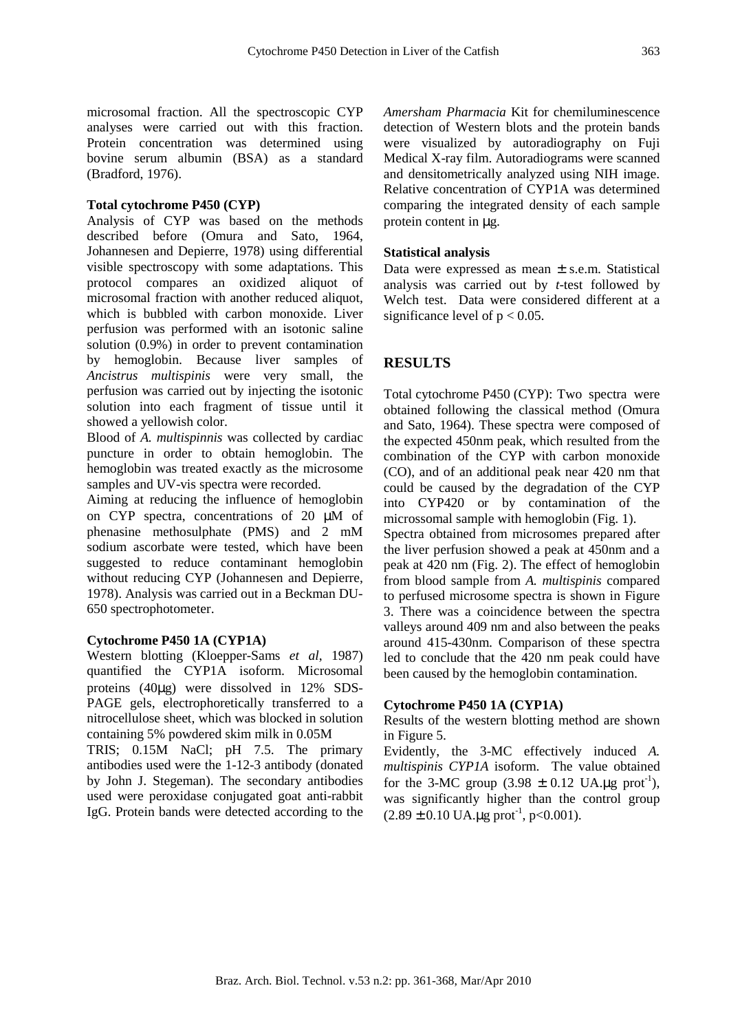microsomal fraction. All the spectroscopic CYP analyses were carried out with this fraction. Protein concentration was determined using bovine serum albumin (BSA) as a standard (Bradford, 1976).

**Total cytochrome P450 (CYP)**

Analysis of CYP was based on the methods described before (Omura and Sato, 1964, Johannesen and Depierre, 1978) using differential visible spectroscopy with some adaptations. This protocol compares an oxidized aliquot of microsomal fraction with another reduced aliquot, which is bubbled with carbon monoxide. Liver perfusion was performed with an isotonic saline solution (0.9%) in order to prevent contamination by hemoglobin. Because liver samples of *Ancistrus multispinis* were very small, the perfusion was carried out by injecting the isotonic solution into each fragment of tissue until it showed a yellowish color.

Blood of *A. multispinnis* was collected by cardiac puncture in order to obtain hemoglobin. The hemoglobin was treated exactly as the microsome samples and UV-vis spectra were recorded.

Aiming at reducing the influence of hemoglobin on CYP spectra, concentrations of 20 μM of phenasine methosulphate (PMS) and 2 mM sodium ascorbate were tested, which have been suggested to reduce contaminant hemoglobin without reducing CYP (Johannesen and Depierre, 1978). Analysis was carried out in a Beckman DU-650 spectrophotometer.

**Cytochrome P450 1A (CYP1A)**

Western blotting (Kloepper-Sams *et al*, 1987) quantified the CYP1A isoform. Microsomal proteins (40μg) were dissolved in 12% SDS-PAGE gels, electrophoretically transferred to a nitrocellulose sheet, which was blocked in solution containing 5% powdered skim milk in 0.05M TRIS; 0.15M NaCl; pH 7.5. The primary antibodies used were the 1-12-3 antibody (donated by John J. Stegeman). The secondary antibodies used were peroxidase conjugated goat anti-rabbit IgG. Protein bands were detected according to the *Amersham Pharmacia* Kit for chemiluminescence detection of Western blots and the protein bands were visualized by autoradiography on Fuji Medical X-ray film. Autoradiograms were scanned and densitometrically analyzed using NIH image. Relative concentration of CYP1A was determined comparing the integrated density of each sample protein content in μg.

**Statistical analysis**

Data were expressed as mean ± s.e.m. Statistical analysis was carried out by *t*-test followed by Welch test. Data were considered different at a significance level of $p < 0.05$.

## RESULTS

Total cytochrome P450 (CYP): Two spectra were obtained following the classical method (Omura and Sato, 1964). These spectra were composed of the expected 450nm peak, which resulted from the combination of the CYP with carbon monoxide (CO), and of an additional peak near 420 nm that could be caused by the degradation of the CYP into CYP420 or by contamination of the microssomal sample with hemoglobin (Fig. 1).

Spectra obtained from microsomes prepared after the liver perfusion showed a peak at 450nm and a peak at 420 nm (Fig. 2). The effect of hemoglobin from blood sample from *A. multispinis* compared to perfused microsome spectra is shown in Figure 3. There was a coincidence between the spectra valleys around 409 nm and also between the peaks around 415-430nm. Comparison of these spectra led to conclude that the 420 nm peak could have been caused by the hemoglobin contamination.

**Cytochrome P450 1A (CYP1A)**

Results of the western blotting method are shown in Figure 5.

Evidently, the 3-MC effectively induced *A. multispinis CYP1A* isoform. The value obtained for the 3-MC group ($3.98 \pm 0.12$ UA.μg prot$^{-1}$), was significantly higher than the control group ($2.89 \pm 0.10$ UA.μg prot$^{-1}$, $p<0.001$).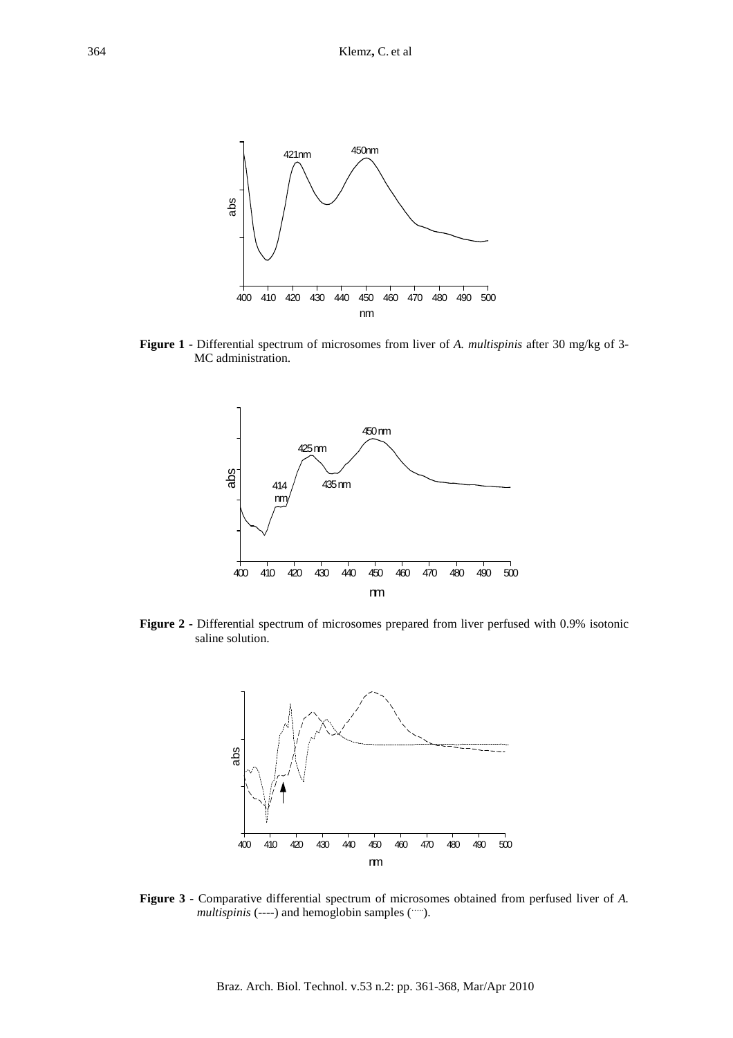**Figure 1** - Differential spectrum of microsomes from liver of *A. multispinis* after 30 mg/kg of 3-MC administration.

**Figure 2** - Differential spectrum of microsomes prepared from liver perfused with 0.9% isotonic saline solution.

**Figure 3** - Comparative differential spectrum of microsomes obtained from perfused liver of *A. multispinis* (----) and hemoglobin samples (·····).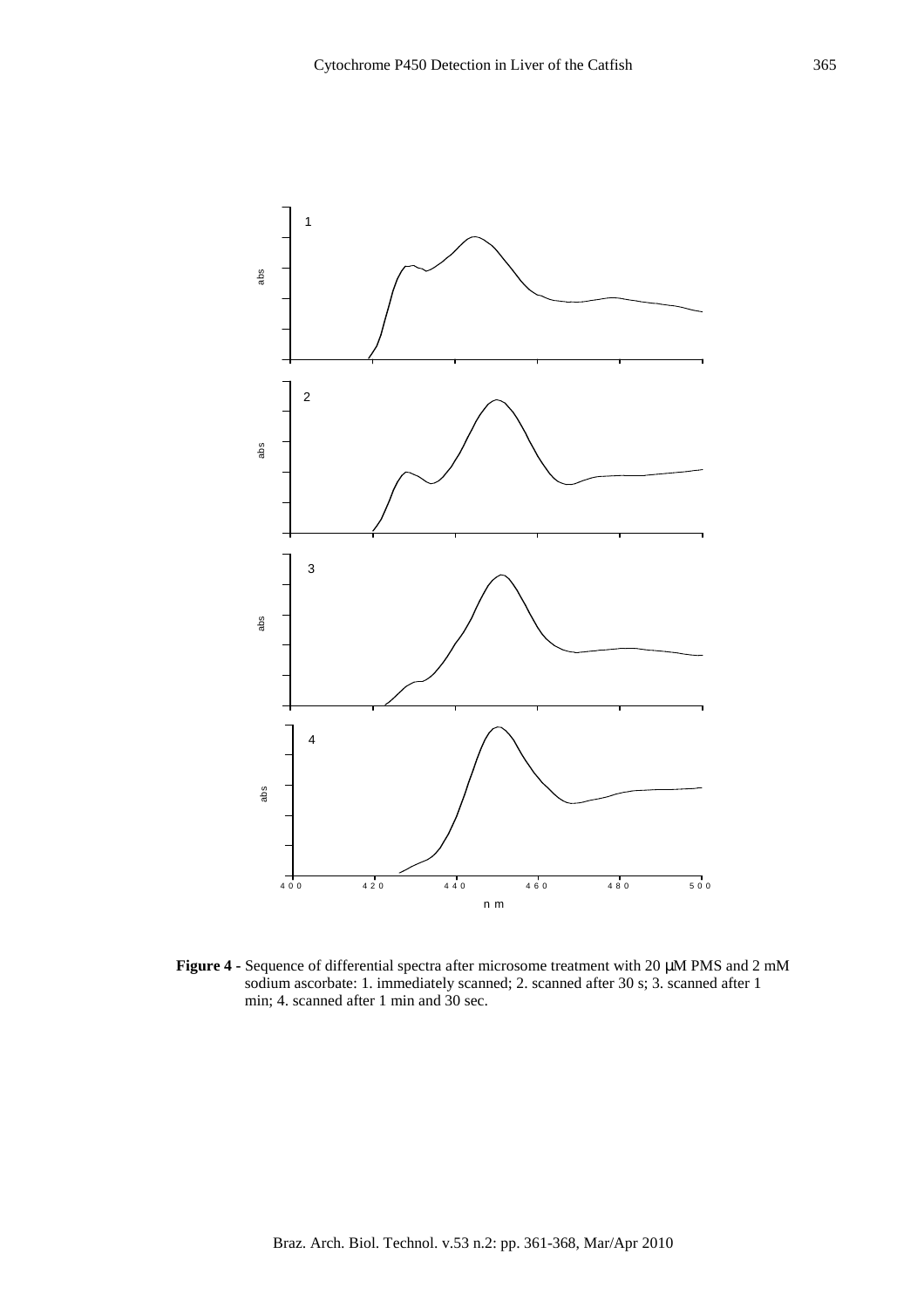**Figure 4 -** Sequence of differential spectra after microsome treatment with 20 μM PMS and 2 mM sodium ascorbate: 1. immediately scanned; 2. scanned after 30 s; 3. scanned after 1 min; 4. scanned after 1 min and 30 sec.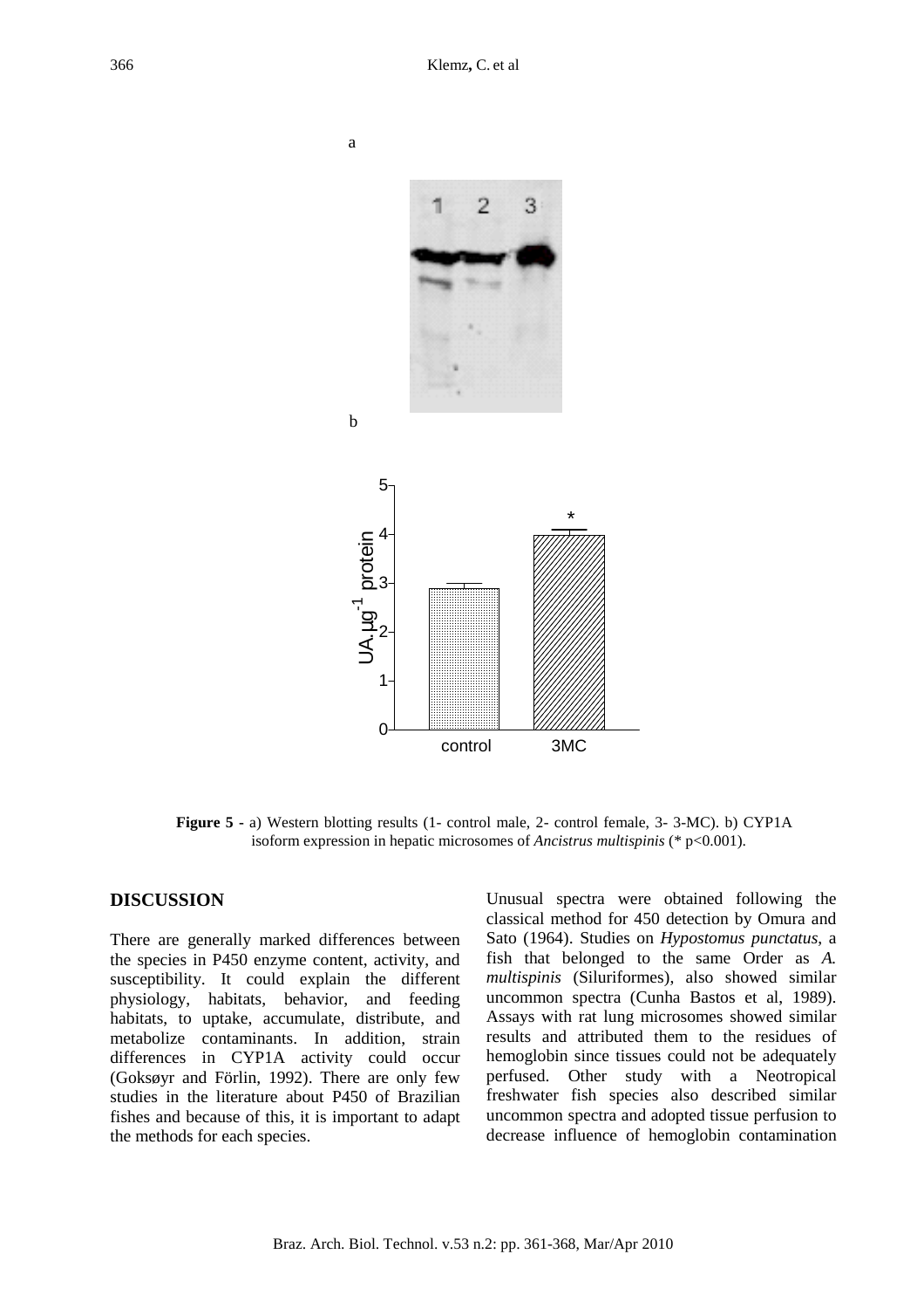a

b

**Figure 5 -** a) Western blotting results (1- control male, 2- control female, 3- 3-MC). b) CYP1A isoform expression in hepatic microsomes of *Ancistrus multispinis* (* $p<0.001$).

## DISCUSSION

There are generally marked differences between the species in P450 enzyme content, activity, and susceptibility. It could explain the different physiology, habitats, behavior, and feeding habitats, to uptake, accumulate, distribute, and metabolize contaminants. In addition, strain differences in CYP1A activity could occur (Goksøyr and Förlin, 1992). There are only few studies in the literature about P450 of Brazilian fishes and because of this, it is important to adapt the methods for each species.

Unusual spectra were obtained following the classical method for 450 detection by Omura and Sato (1964). Studies on *Hypostomus punctatus*, a fish that belonged to the same Order as *A. multispinis* (Siluriformes), also showed similar uncommon spectra (Cunha Bastos et al, 1989). Assays with rat lung microsomes showed similar results and attributed them to the residues of hemoglobin since tissues could not be adequately perfused. Other study with a Neotropical freshwater fish species also described similar uncommon spectra and adopted tissue perfusion to decrease influence of hemoglobin contamination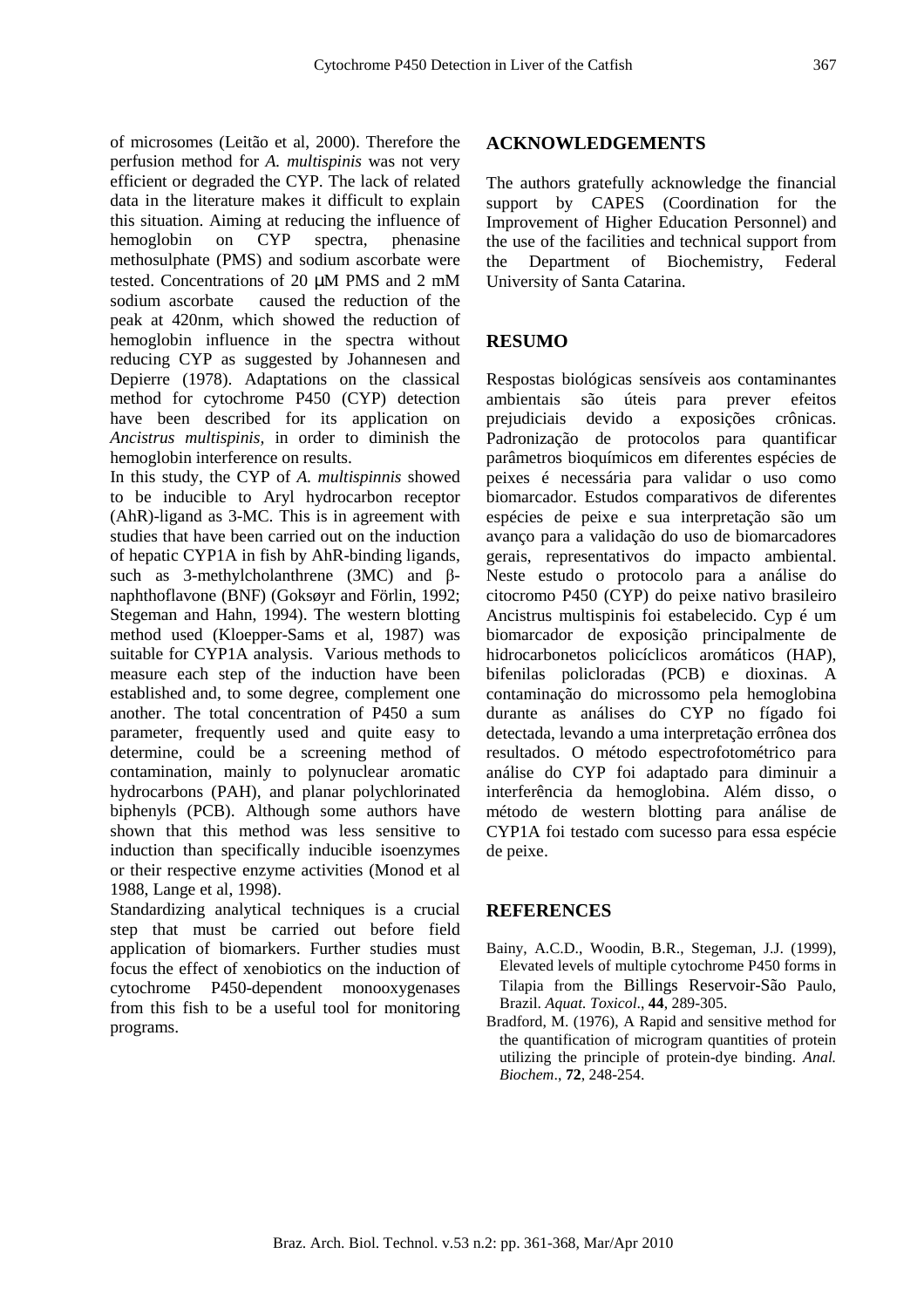of microsomes (Leitão et al, 2000). Therefore the perfusion method for *A. multispinis* was not very efficient or degraded the CYP. The lack of related data in the literature makes it difficult to explain this situation. Aiming at reducing the influence of hemoglobin on CYP spectra, phenasine methosulphate (PMS) and sodium ascorbate were tested. Concentrations of 20 μM PMS and 2 mM sodium ascorbate caused the reduction of the peak at 420nm, which showed the reduction of hemoglobin influence in the spectra without reducing CYP as suggested by Johannesen and Depierre (1978). Adaptations on the classical method for cytochrome P450 (CYP) detection have been described for its application on *Ancistrus multispinis,* in order to diminish the hemoglobin interference on results.

In this study, the CYP of *A. multispinnis* showed to be inducible to Aryl hydrocarbon receptor (AhR)-ligand as 3-MC. This is in agreement with studies that have been carried out on the induction of hepatic CYP1A in fish by AhR-binding ligands, such as 3-methylcholanthrene (3MC) and β-naphthoflavone (BNF) (Goksøyr and Förlin, 1992; Stegeman and Hahn, 1994). The western blotting method used (Kloepper-Sams et al, 1987) was suitable for CYP1A analysis. Various methods to measure each step of the induction have been established and, to some degree, complement one another. The total concentration of P450 a sum parameter, frequently used and quite easy to determine, could be a screening method of contamination, mainly to polynuclear aromatic hydrocarbons (PAH), and planar polychlorinated biphenyls (PCB). Although some authors have shown that this method was less sensitive to induction than specifically inducible isoenzymes or their respective enzyme activities (Monod et al 1988, Lange et al, 1998).

Standardizing analytical techniques is a crucial step that must be carried out before field application of biomarkers. Further studies must focus the effect of xenobiotics on the induction of cytochrome P450-dependent monooxygenases from this fish to be a useful tool for monitoring programs.

## ACKNOWLEDGEMENTS

The authors gratefully acknowledge the financial support by CAPES (Coordination for the Improvement of Higher Education Personnel) and the use of the facilities and technical support from the Department of Biochemistry, Federal University of Santa Catarina.

## RESUMO

Respostas biológicas sensíveis aos contaminantes ambientais são úteis para prever efeitos prejudiciais devido a exposições crônicas. Padronização de protocolos para quantificar parâmetros bioquímicos em diferentes espécies de peixes é necessária para validar o uso como biomarcador. Estudos comparativos de diferentes espécies de peixe e sua interpretação são um avanço para a validação do uso de biomarcadores gerais, representativos do impacto ambiental. Neste estudo o protocolo para a análise do citocromo P450 (CYP) do peixe nativo brasileiro Ancistrus multispinis foi estabelecido. Cyp é um biomarcador de exposição principalmente de hidrocarbonetos policíclicos aromáticos (HAP), bifenilas policloradas (PCB) e dioxinas. A contaminação do microssomo pela hemoglobina durante as análises do CYP no fígado foi detectada, levando a uma interpretação errônea dos resultados. O método espectrofotométrico para análise do CYP foi adaptado para diminuir a interferência da hemoglobina. Além disso, o método de western blotting para análise de CYP1A foi testado com sucesso para essa espécie de peixe.

## REFERENCES

Bainy, A.C.D., Woodin, B.R., Stegeman, J.J. (1999), Elevated levels of multiple cytochrome P450 forms in Tilapia from the Billings Reservoir-São Paulo, Brazil. *Aquat. Toxicol*., **44**, 289-305.

Bradford, M. (1976), A Rapid and sensitive method for the quantification of microgram quantities of protein utilizing the principle of protein-dye binding. *Anal. Biochem*., **72**, 248-254.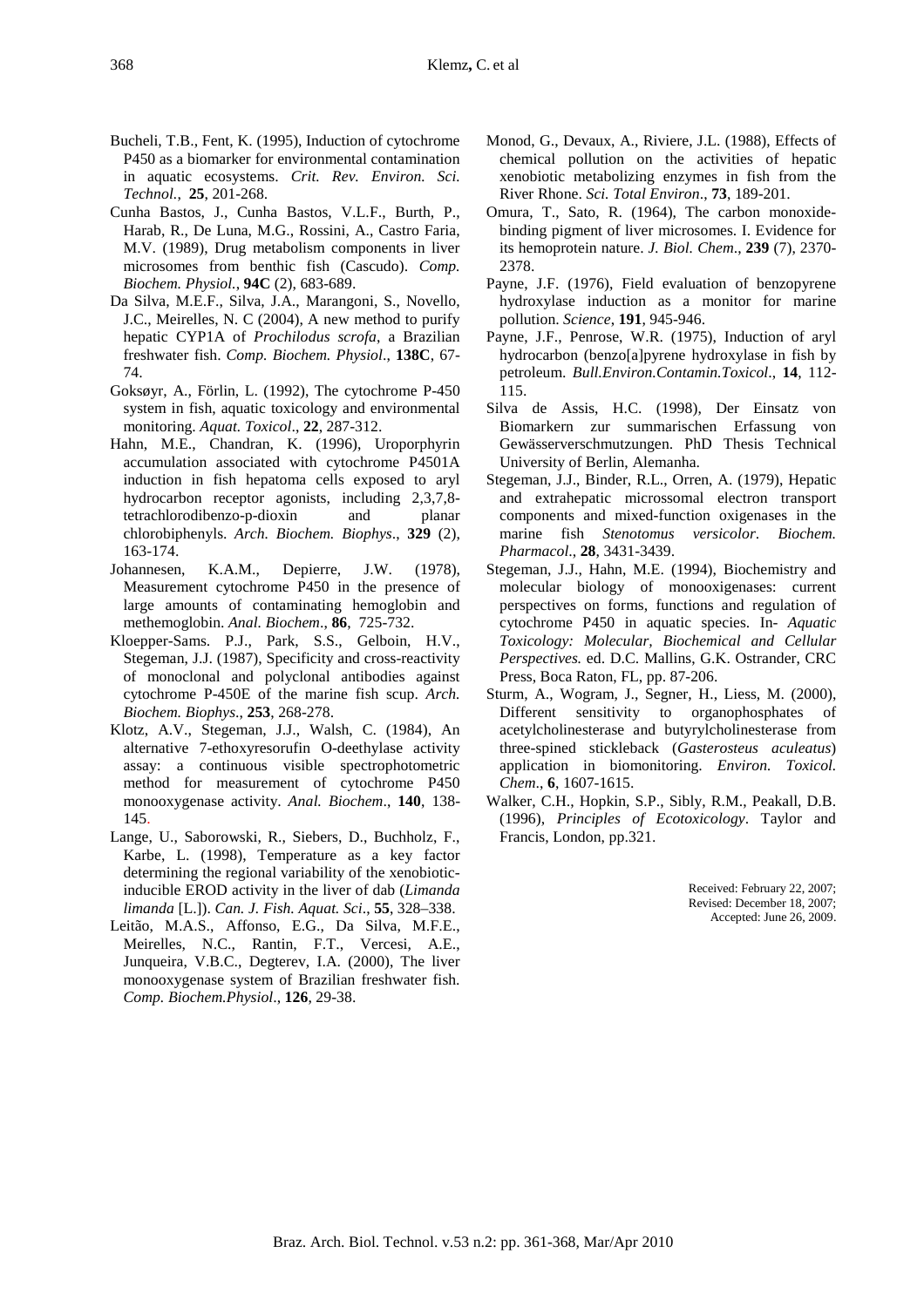Bucheli, T.B., Fent, K. (1995), Induction of cytochrome P450 as a biomarker for environmental contamination in aquatic ecosystems. *Crit. Rev. Environ. Sci. Technol.*, **25**, 201-268.

Cunha Bastos, J., Cunha Bastos, V.L.F., Burth, P., Harab, R., De Luna, M.G., Rossini, A., Castro Faria, M.V. (1989), Drug metabolism components in liver microsomes from benthic fish (Cascudo). *Comp. Biochem. Physiol.*, **94C** (2), 683-689.

Da Silva, M.E.F., Silva, J.A., Marangoni, S., Novello, J.C., Meirelles, N. C (2004), A new method to purify hepatic CYP1A of *Prochilodus scrofa*, a Brazilian freshwater fish. *Comp. Biochem. Physiol*., **138C**, 67-74.

Goksøyr, A., Förlin, L. (1992), The cytochrome P-450 system in fish, aquatic toxicology and environmental monitoring. *Aquat. Toxicol*., **22**, 287-312.

Hahn, M.E., Chandran, K. (1996), Uroporphyrin accumulation associated with cytochrome P4501A induction in fish hepatoma cells exposed to aryl hydrocarbon receptor agonists, including 2,3,7,8-tetrachlorodibenzo-p-dioxin and planar chlorobiphenyls. *Arch. Biochem. Biophys*., **329** (2), 163-174.

Johannesen, K.A.M., Depierre, J.W. (1978), Measurement cytochrome P450 in the presence of large amounts of contaminating hemoglobin and methemoglobin. *Anal. Biochem*., **86**, 725-732.

Kloepper-Sams. P.J., Park, S.S., Gelboin, H.V., Stegeman, J.J. (1987), Specificity and cross-reactivity of monoclonal and polyclonal antibodies against cytochrome P-450E of the marine fish scup. *Arch. Biochem. Biophys.*, **253**, 268-278.

Klotz, A.V., Stegeman, J.J., Walsh, C. (1984), An alternative 7-ethoxyresorufin O-deethylase activity assay: a continuous visible spectrophotometric method for measurement of cytochrome P450 monooxygenase activity. *Anal. Biochem*., **140**, 138-145.

Lange, U., Saborowski, R., Siebers, D., Buchholz, F., Karbe, L. (1998), Temperature as a key factor determining the regional variability of the xenobiotic-inducible EROD activity in the liver of dab (*Limanda limanda* [L.]). *Can. J. Fish. Aquat. Sci*., **55**, 328–338.

Leitão, M.A.S., Affonso, E.G., Da Silva, M.F.E., Meirelles, N.C., Rantin, F.T., Vercesi, A.E., Junqueira, V.B.C., Degterev, I.A. (2000), The liver monooxygenase system of Brazilian freshwater fish. *Comp. Biochem.Physiol*., **126**, 29-38.

Monod, G., Devaux, A., Riviere, J.L. (1988), Effects of chemical pollution on the activities of hepatic xenobiotic metabolizing enzymes in fish from the River Rhone. *Sci. Total Environ*., **73**, 189-201.

Omura, T., Sato, R. (1964), The carbon monoxide-binding pigment of liver microsomes. I. Evidence for its hemoprotein nature. *J. Biol. Chem*., **239** (7), 2370-2378.

Payne, J.F. (1976), Field evaluation of benzopyrene hydroxylase induction as a monitor for marine pollution. *Science*, **191**, 945-946.

Payne, J.F., Penrose, W.R. (1975), Induction of aryl hydrocarbon (benzo[a]pyrene hydroxylase in fish by petroleum. *Bull.Environ.Contamin.Toxicol*., **14**, 112-115.

Silva de Assis, H.C. (1998), Der Einsatz von Biomarkern zur summarischen Erfassung von Gewässerverschmutzungen. PhD Thesis Technical University of Berlin, Alemanha.

Stegeman, J.J., Binder, R.L., Orren, A. (1979), Hepatic and extrahepatic microssomal electron transport components and mixed-function oxigenases in the marine fish *Stenotomus versicolor*. *Biochem. Pharmacol*., **28**, 3431-3439.

Stegeman, J.J., Hahn, M.E. (1994), Biochemistry and molecular biology of monooxigenases: current perspectives on forms, functions and regulation of cytochrome P450 in aquatic species. In- *Aquatic Toxicology: Molecular, Biochemical and Cellular Perspectives.* ed. D.C. Mallins, G.K. Ostrander, CRC Press, Boca Raton, FL, pp. 87-206.

Sturm, A., Wogram, J., Segner, H., Liess, M. (2000), Different sensitivity to organophosphates of acetylcholinesterase and butyrylcholinesterase from three-spined stickleback (*Gasterosteus aculeatus*) application in biomonitoring. *Environ. Toxicol. Chem*., **6**, 1607-1615.

Walker, C.H., Hopkin, S.P., Sibly, R.M., Peakall, D.B. (1996), *Principles of Ecotoxicology*. Taylor and Francis, London, pp.321.

Received: February 22, 2007;
Revised: December 18, 2007;
Accepted: June 26, 2009.